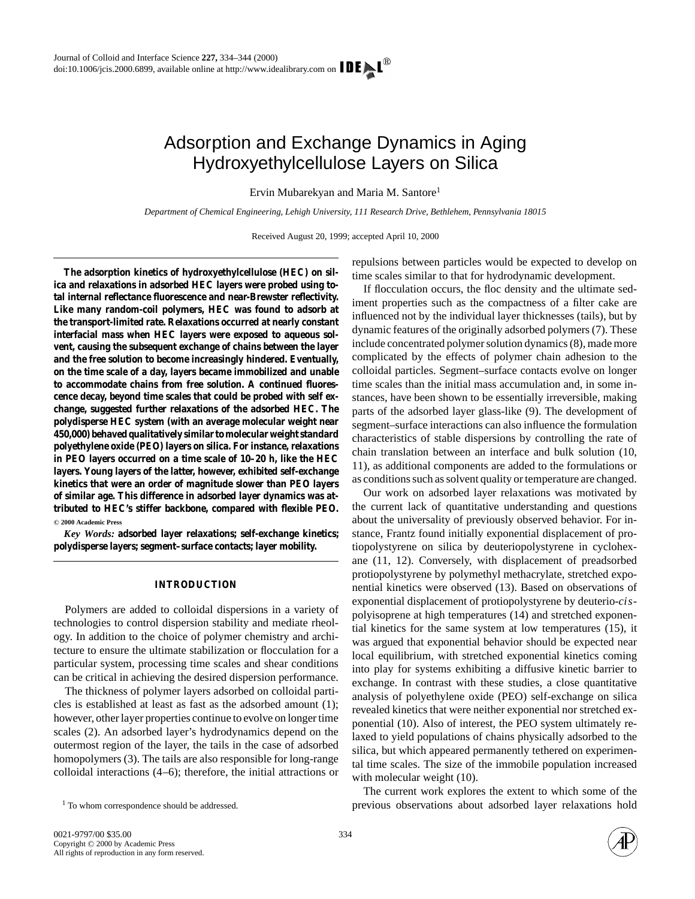# Adsorption and Exchange Dynamics in Aging Hydroxyethylcellulose Layers on Silica

Ervin Mubarekyan and Maria M. Santore[1]

*Department of Chemical Engineering, Lehigh University, 111 Research Drive, Bethlehem, Pennsylvania 18015*

Received August 20, 1999; accepted April 10, 2000

**The adsorption kinetics of hydroxyethylcellulose (HEC) on silica and relaxations in adsorbed HEC layers were probed using total internal reflectance fluorescence and near-Brewster reflectivity. Like many random-coil polymers, HEC was found to adsorb at the transport-limited rate. Relaxations occurred at nearly constant interfacial mass when HEC layers were exposed to aqueous solvent, causing the subsequent exchange of chains between the layer and the free solution to become increasingly hindered. Eventually, on the time scale of a day, layers became immobilized and unable to accommodate chains from free solution. A continued fluorescence decay, beyond time scales that could be probed with self exchange, suggested further relaxations of the adsorbed HEC. The polydisperse HEC system (with an average molecular weight near 450,000) behaved qualitatively similar to molecular weight standard polyethylene oxide (PEO) layers on silica. For instance, relaxations in PEO layers occurred on a time scale of 10–20 h, like the HEC layers. Young layers of the latter, however, exhibited self-exchange kinetics that were an order of magnitude slower than PEO layers of similar age. This difference in adsorbed layer dynamics was attributed to HEC's stiffer backbone, compared with flexible PEO.** © 2000 Academic Press

*Key Words:* **adsorbed layer relaxations; self-exchange kinetics; polydisperse layers; segment–surface contacts; layer mobility.**

## INTRODUCTION

Polymers are added to colloidal dispersions in a variety of technologies to control dispersion stability and mediate rheology. In addition to the choice of polymer chemistry and architecture to ensure the ultimate stabilization or flocculation for a particular system, processing time scales and shear conditions can be critical in achieving the desired dispersion performance.

The thickness of polymer layers adsorbed on colloidal particles is established at least as fast as the adsorbed amount (1); however, other layer properties continue to evolve on longer time scales (2). An adsorbed layer's hydrodynamics depend on the outermost region of the layer, the tails in the case of adsorbed homopolymers (3). The tails are also responsible for long-range colloidal interactions (4–6); therefore, the initial attractions or repulsions between particles would be expected to develop on time scales similar to that for hydrodynamic development.

If flocculation occurs, the floc density and the ultimate sediment properties such as the compactness of a filter cake are influenced not by the individual layer thicknesses (tails), but by dynamic features of the originally adsorbed polymers (7). These include concentrated polymer solution dynamics (8), made more complicated by the effects of polymer chain adhesion to the colloidal particles. Segment–surface contacts evolve on longer time scales than the initial mass accumulation and, in some instances, have been shown to be essentially irreversible, making parts of the adsorbed layer glass-like (9). The development of segment–surface interactions can also influence the formulation characteristics of stable dispersions by controlling the rate of chain translation between an interface and bulk solution (10, 11), as additional components are added to the formulations or as conditions such as solvent quality or temperature are changed.

Our work on adsorbed layer relaxations was motivated by the current lack of quantitative understanding and questions about the universality of previously observed behavior. For instance, Frantz found initially exponential displacement of protiopolystyrene on silica by deuteriopolystyrene in cyclohexane (11, 12). Conversely, with displacement of preadsorbed protiopolystyrene by polymethyl methacrylate, stretched exponential kinetics were observed (13). Based on observations of exponential displacement of protiopolystyrene by deuterio-*cis*-polyisoprene at high temperatures (14) and stretched exponential kinetics for the same system at low temperatures (15), it was argued that exponential behavior should be expected near local equilibrium, with stretched exponential kinetics coming into play for systems exhibiting a diffusive kinetic barrier to exchange. In contrast with these studies, a close quantitative analysis of polyethylene oxide (PEO) self-exchange on silica revealed kinetics that were neither exponential nor stretched exponential (10). Also of interest, the PEO system ultimately relaxed to yield populations of chains physically adsorbed to the silica, but which appeared permanently tethered on experimental time scales. The size of the immobile population increased with molecular weight (10).

The current work explores the extent to which some of the previous observations about adsorbed layer relaxations hold

[1] To whom correspondence should be addressed.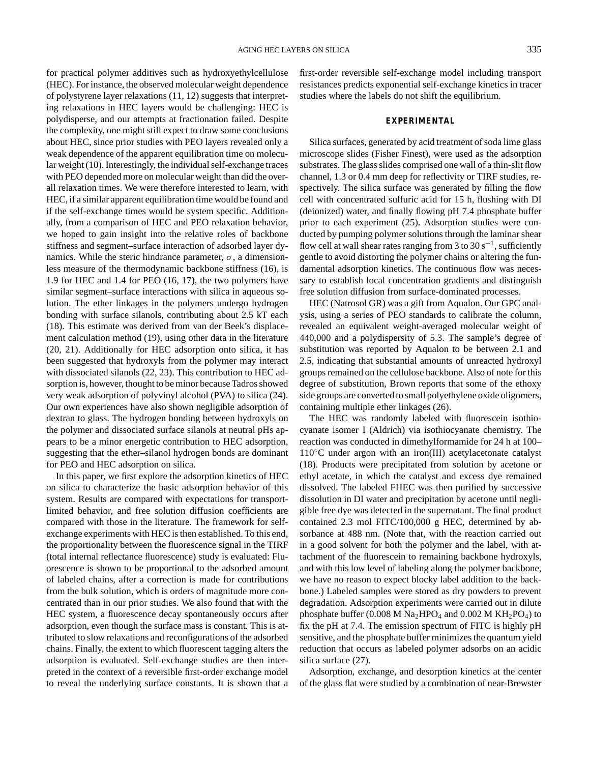for practical polymer additives such as hydroxyethylcellulose (HEC). For instance, the observed molecular weight dependence of polystyrene layer relaxations (11, 12) suggests that interpreting relaxations in HEC layers would be challenging: HEC is polydisperse, and our attempts at fractionation failed. Despite the complexity, one might still expect to draw some conclusions about HEC, since prior studies with PEO layers revealed only a weak dependence of the apparent equilibration time on molecular weight (10). Interestingly, the individual self-exchange traces with PEO depended more on molecular weight than did the overall relaxation times. We were therefore interested to learn, with HEC, if a similar apparent equilibration time would be found and if the self-exchange times would be system specific. Additionally, from a comparison of HEC and PEO relaxation behavior, we hoped to gain insight into the relative roles of backbone stiffness and segment–surface interaction of adsorbed layer dynamics. While the steric hindrance parameter, $\sigma$, a dimensionless measure of the thermodynamic backbone stiffness (16), is 1.9 for HEC and 1.4 for PEO (16, 17), the two polymers have similar segment–surface interactions with silica in aqueous solution. The ether linkages in the polymers undergo hydrogen bonding with surface silanols, contributing about 2.5 kT each (18). This estimate was derived from van der Beek's displacement calculation method (19), using other data in the literature (20, 21). Additionally for HEC adsorption onto silica, it has been suggested that hydroxyls from the polymer may interact with dissociated silanols (22, 23). This contribution to HEC adsorption is, however, thought to be minor because Tadros showed very weak adsorption of polyvinyl alcohol (PVA) to silica (24). Our own experiences have also shown negligible adsorption of dextran to glass. The hydrogen bonding between hydroxyls on the polymer and dissociated surface silanols at neutral pHs appears to be a minor energetic contribution to HEC adsorption, suggesting that the ether–silanol hydrogen bonds are dominant for PEO and HEC adsorption on silica.

In this paper, we first explore the adsorption kinetics of HEC on silica to characterize the basic adsorption behavior of this system. Results are compared with expectations for transport-limited behavior, and free solution diffusion coefficients are compared with those in the literature. The framework for self-exchange experiments with HEC is then established. To this end, the proportionality between the fluorescence signal in the TIRF (total internal reflectance fluorescence) study is evaluated: Fluorescence is shown to be proportional to the adsorbed amount of labeled chains, after a correction is made for contributions from the bulk solution, which is orders of magnitude more concentrated than in our prior studies. We also found that with the HEC system, a fluorescence decay spontaneously occurs after adsorption, even though the surface mass is constant. This is attributed to slow relaxations and reconfigurations of the adsorbed chains. Finally, the extent to which fluorescent tagging alters the adsorption is evaluated. Self-exchange studies are then interpreted in the context of a reversible first-order exchange model to reveal the underlying surface constants. It is shown that a first-order reversible self-exchange model including transport resistances predicts exponential self-exchange kinetics in tracer studies where the labels do not shift the equilibrium.

## EXPERIMENTAL

Silica surfaces, generated by acid treatment of soda lime glass microscope slides (Fisher Finest), were used as the adsorption substrates. The glass slides comprised one wall of a thin-slit flow channel, 1.3 or 0.4 mm deep for reflectivity or TIRF studies, respectively. The silica surface was generated by filling the flow cell with concentrated sulfuric acid for 15 h, flushing with DI (deionized) water, and finally flowing pH 7.4 phosphate buffer prior to each experiment (25). Adsorption studies were conducted by pumping polymer solutions through the laminar shear flow cell at wall shear rates ranging from 3 to 30 $s^{-1}$, sufficiently gentle to avoid distorting the polymer chains or altering the fundamental adsorption kinetics. The continuous flow was necessary to establish local concentration gradients and distinguish free solution diffusion from surface-dominated processes.

HEC (Natrosol GR) was a gift from Aqualon. Our GPC analysis, using a series of PEO standards to calibrate the column, revealed an equivalent weight-averaged molecular weight of 440,000 and a polydispersity of 5.3. The sample's degree of substitution was reported by Aqualon to be between 2.1 and 2.5, indicating that substantial amounts of unreacted hydroxyl groups remained on the cellulose backbone. Also of note for this degree of substitution, Brown reports that some of the ethoxy side groups are converted to small polyethylene oxide oligomers, containing multiple ether linkages (26).

The HEC was randomly labeled with fluorescein isothiocyanate isomer I (Aldrich) via isothiocyanate chemistry. The reaction was conducted in dimethylformamide for 24 h at 100–110°C under argon with an iron(III) acetylacetonate catalyst (18). Products were precipitated from solution by acetone or ethyl acetate, in which the catalyst and excess dye remained dissolved. The labeled FHEC was then purified by successive dissolution in DI water and precipitation by acetone until negligible free dye was detected in the supernatant. The final product contained 2.3 mol FITC/100,000 g HEC, determined by absorbance at 488 nm. (Note that, with the reaction carried out in a good solvent for both the polymer and the label, with attachment of the fluorescein to remaining backbone hydroxyls, and with this low level of labeling along the polymer backbone, we have no reason to expect blocky label addition to the backbone.) Labeled samples were stored as dry powders to prevent degradation. Adsorption experiments were carried out in dilute phosphate buffer (0.008 M $Na_2HPO_4$ and 0.002 M $KH_2PO_4$) to fix the pH at 7.4. The emission spectrum of FITC is highly pH sensitive, and the phosphate buffer minimizes the quantum yield reduction that occurs as labeled polymer adsorbs on an acidic silica surface (27).

Adsorption, exchange, and desorption kinetics at the center of the glass flat were studied by a combination of near-Brewster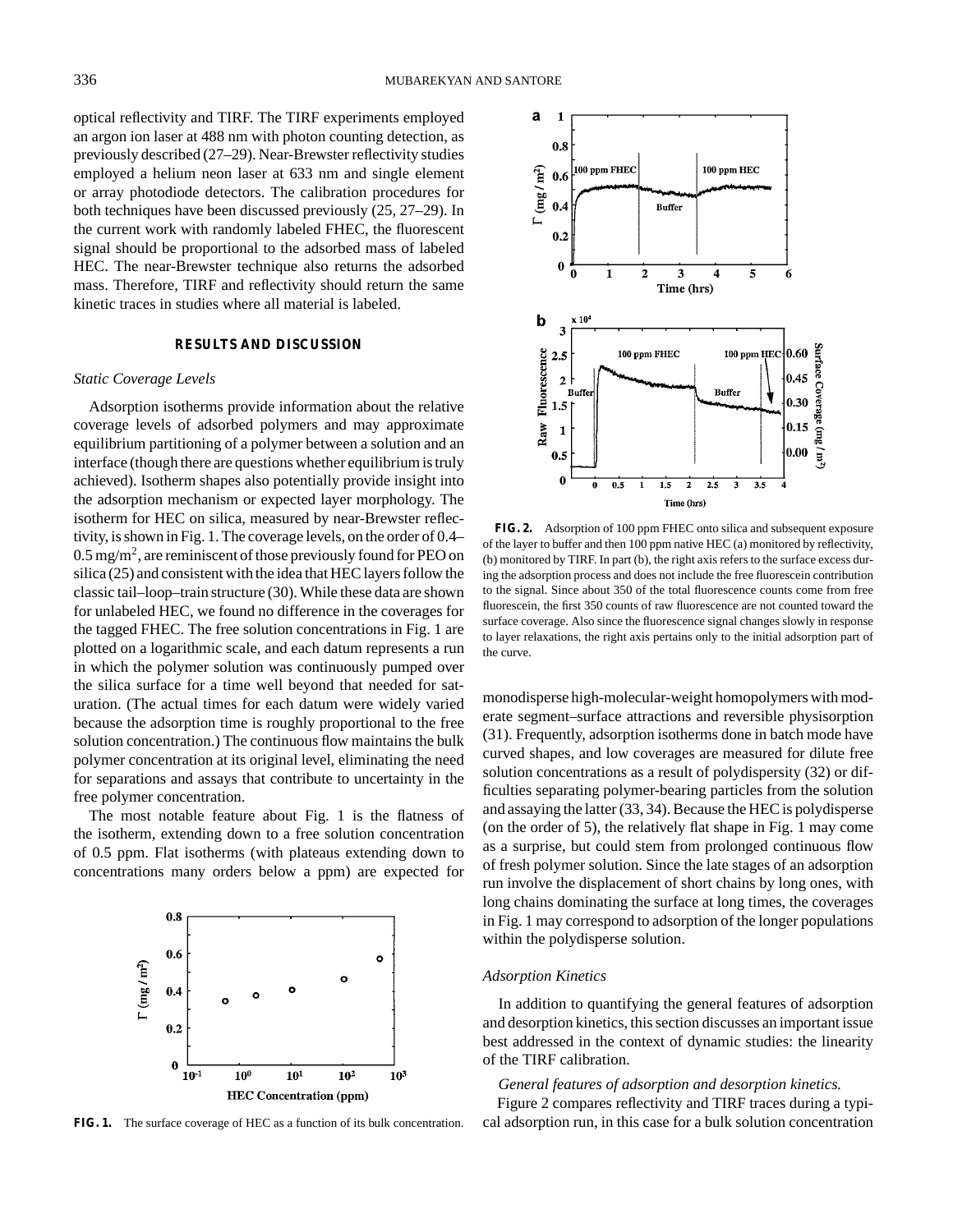optical reflectivity and TIRF. The TIRF experiments employed an argon ion laser at 488 nm with photon counting detection, as previously described (27–29). Near-Brewster reflectivity studies employed a helium neon laser at 633 nm and single element or array photodiode detectors. The calibration procedures for both techniques have been discussed previously (25, 27–29). In the current work with randomly labeled FHEC, the fluorescent signal should be proportional to the adsorbed mass of labeled HEC. The near-Brewster technique also returns the adsorbed mass. Therefore, TIRF and reflectivity should return the same kinetic traces in studies where all material is labeled.

## RESULTS AND DISCUSSION

### *Static Coverage Levels*

Adsorption isotherms provide information about the relative coverage levels of adsorbed polymers and may approximate equilibrium partitioning of a polymer between a solution and an interface (though there are questions whether equilibrium is truly achieved). Isotherm shapes also potentially provide insight into the adsorption mechanism or expected layer morphology. The isotherm for HEC on silica, measured by near-Brewster reflectivity, is shown in Fig. 1. The coverage levels, on the order of 0.4–0.5 mg/m$^2$, are reminiscent of those previously found for PEO on silica (25) and consistent with the idea that HEC layers follow the classic tail–loop–train structure (30). While these data are shown for unlabeled HEC, we found no difference in the coverages for the tagged FHEC. The free solution concentrations in Fig. 1 are plotted on a logarithmic scale, and each datum represents a run in which the polymer solution was continuously pumped over the silica surface for a time well beyond that needed for saturation. (The actual times for each datum were widely varied because the adsorption time is roughly proportional to the free solution concentration.) The continuous flow maintains the bulk polymer concentration at its original level, eliminating the need for separations and assays that contribute to uncertainty in the free polymer concentration.

The most notable feature about Fig. 1 is the flatness of the isotherm, extending down to a free solution concentration of 0.5 ppm. Flat isotherms (with plateaus extending down to concentrations many orders below a ppm) are expected for monodisperse high-molecular-weight homopolymers with moderate segment–surface attractions and reversible physisorption (31). Frequently, adsorption isotherms done in batch mode have curved shapes, and low coverages are measured for dilute free solution concentrations as a result of polydispersity (32) or difficulties separating polymer-bearing particles from the solution and assaying the latter (33, 34). Because the HEC is polydisperse (on the order of 5), the relatively flat shape in Fig. 1 may come as a surprise, but could stem from prolonged continuous flow of fresh polymer solution. Since the late stages of an adsorption run involve the displacement of short chains by long ones, with long chains dominating the surface at long times, the coverages in Fig. 1 may correspond to adsorption of the longer populations within the polydisperse solution.

**FIG. 1.** The surface coverage of HEC as a function of its bulk concentration.

**FIG. 2.** Adsorption of 100 ppm FHEC onto silica and subsequent exposure of the layer to buffer and then 100 ppm native HEC (a) monitored by reflectivity, (b) monitored by TIRF. In part (b), the right axis refers to the surface excess during the adsorption process and does not include the free fluorescein contribution to the signal. Since about 350 of the total fluorescence counts come from free fluorescein, the first 350 counts of raw fluorescence are not counted toward the surface coverage. Also since the fluorescence signal changes slowly in response to layer relaxations, the right axis pertains only to the initial adsorption part of the curve.

### *Adsorption Kinetics*

In addition to quantifying the general features of adsorption and desorption kinetics, this section discusses an important issue best addressed in the context of dynamic studies: the linearity of the TIRF calibration.

*General features of adsorption and desorption kinetics.* Figure 2 compares reflectivity and TIRF traces during a typical adsorption run, in this case for a bulk solution concentration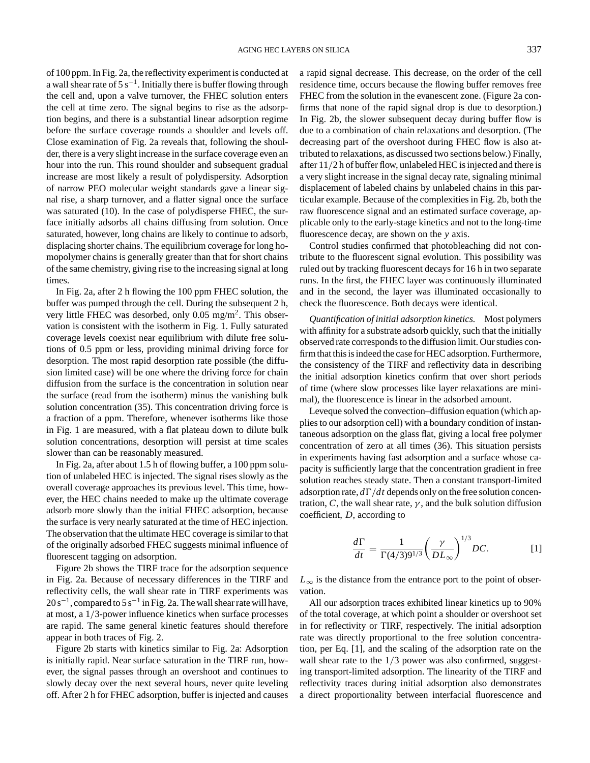of 100 ppm. In Fig. 2a, the reflectivity experiment is conducted at a wall shear rate of $5\ s^{-1}$. Initially there is buffer flowing through the cell and, upon a valve turnover, the FHEC solution enters the cell at time zero. The signal begins to rise as the adsorption begins, and there is a substantial linear adsorption regime before the surface coverage rounds a shoulder and levels off. Close examination of Fig. 2a reveals that, following the shoulder, there is a very slight increase in the surface coverage even an hour into the run. This round shoulder and subsequent gradual increase are most likely a result of polydispersity. Adsorption of narrow PEO molecular weight standards gave a linear signal rise, a sharp turnover, and a flatter signal once the surface was saturated (10). In the case of polydisperse FHEC, the surface initially adsorbs all chains diffusing from solution. Once saturated, however, long chains are likely to continue to adsorb, displacing shorter chains. The equilibrium coverage for long homopolymer chains is generally greater than that for short chains of the same chemistry, giving rise to the increasing signal at long times.

In Fig. 2a, after 2 h flowing the 100 ppm FHEC solution, the buffer was pumped through the cell. During the subsequent 2 h, very little FHEC was desorbed, only $0.05\ mg/m^2$. This observation is consistent with the isotherm in Fig. 1. Fully saturated coverage levels coexist near equilibrium with dilute free solutions of 0.5 ppm or less, providing minimal driving force for desorption. The most rapid desorption rate possible (the diffusion limited case) will be one where the driving force for chain diffusion from the surface is the concentration in solution near the surface (read from the isotherm) minus the vanishing bulk solution concentration (35). This concentration driving force is a fraction of a ppm. Therefore, whenever isotherms like those in Fig. 1 are measured, with a flat plateau down to dilute bulk solution concentrations, desorption will persist at time scales slower than can be reasonably measured.

In Fig. 2a, after about 1.5 h of flowing buffer, a 100 ppm solution of unlabeled HEC is injected. The signal rises slowly as the overall coverage approaches its previous level. This time, however, the HEC chains needed to make up the ultimate coverage adsorb more slowly than the initial FHEC adsorption, because the surface is very nearly saturated at the time of HEC injection. The observation that the ultimate HEC coverage is similar to that of the originally adsorbed FHEC suggests minimal influence of fluorescent tagging on adsorption.

Figure 2b shows the TIRF trace for the adsorption sequence in Fig. 2a. Because of necessary differences in the TIRF and reflectivity cells, the wall shear rate in TIRF experiments was $20\ s^{-1}$, compared to $5\ s^{-1}$ in Fig. 2a. The wall shear rate will have, at most, a 1/3-power influence kinetics when surface processes are rapid. The same general kinetic features should therefore appear in both traces of Fig. 2.

Figure 2b starts with kinetics similar to Fig. 2a: Adsorption is initially rapid. Near surface saturation in the TIRF run, however, the signal passes through an overshoot and continues to slowly decay over the next several hours, never quite leveling off. After 2 h for FHEC adsorption, buffer is injected and causes a rapid signal decrease. This decrease, on the order of the cell residence time, occurs because the flowing buffer removes free FHEC from the solution in the evanescent zone. (Figure 2a confirms that none of the rapid signal drop is due to desorption.) In Fig. 2b, the slower subsequent decay during buffer flow is due to a combination of chain relaxations and desorption. (The decreasing part of the overshoot during FHEC flow is also attributed to relaxations, as discussed two sections below.) Finally, after 11/2 h of buffer flow, unlabeled HEC is injected and there is a very slight increase in the signal decay rate, signaling minimal displacement of labeled chains by unlabeled chains in this particular example. Because of the complexities in Fig. 2b, both the raw fluorescence signal and an estimated surface coverage, applicable only to the early-stage kinetics and not to the long-time fluorescence decay, are shown on the $y$ axis.

Control studies confirmed that photobleaching did not contribute to the fluorescent signal evolution. This possibility was ruled out by tracking fluorescent decays for 16 h in two separate runs. In the first, the FHEC layer was continuously illuminated and in the second, the layer was illuminated occasionally to check the fluorescence. Both decays were identical.

*Quantification of initial adsorption kinetics.* Most polymers with affinity for a substrate adsorb quickly, such that the initially observed rate corresponds to the diffusion limit. Our studies confirm that this is indeed the case for HEC adsorption. Furthermore, the consistency of the TIRF and reflectivity data in describing the initial adsorption kinetics confirm that over short periods of time (where slow processes like layer relaxations are minimal), the fluorescence is linear in the adsorbed amount.

Leveque solved the convection–diffusion equation (which applies to our adsorption cell) with a boundary condition of instantaneous adsorption on the glass flat, giving a local free polymer concentration of zero at all times (36). This situation persists in experiments having fast adsorption and a surface whose capacity is sufficiently large that the concentration gradient in free solution reaches steady state. Then a constant transport-limited adsorption rate, $d\Gamma/dt$ depends only on the free solution concentration, $C$, the wall shear rate, $\gamma$, and the bulk solution diffusion coefficient, $D$, according to

$$\frac{d\Gamma}{dt} = \frac{1}{\Gamma(4/3)9^{1/3}}\left(\frac{\gamma}{DL_{\infty}}\right)^{1/3} DC. \qquad [1]$$

$L_{\infty}$ is the distance from the entrance port to the point of observation.

All our adsorption traces exhibited linear kinetics up to 90% of the total coverage, at which point a shoulder or overshoot set in for reflectivity or TIRF, respectively. The initial adsorption rate was directly proportional to the free solution concentration, per Eq. [1], and the scaling of the adsorption rate on the wall shear rate to the 1/3 power was also confirmed, suggesting transport-limited adsorption. The linearity of the TIRF and reflectivity traces during initial adsorption also demonstrates a direct proportionality between interfacial fluorescence and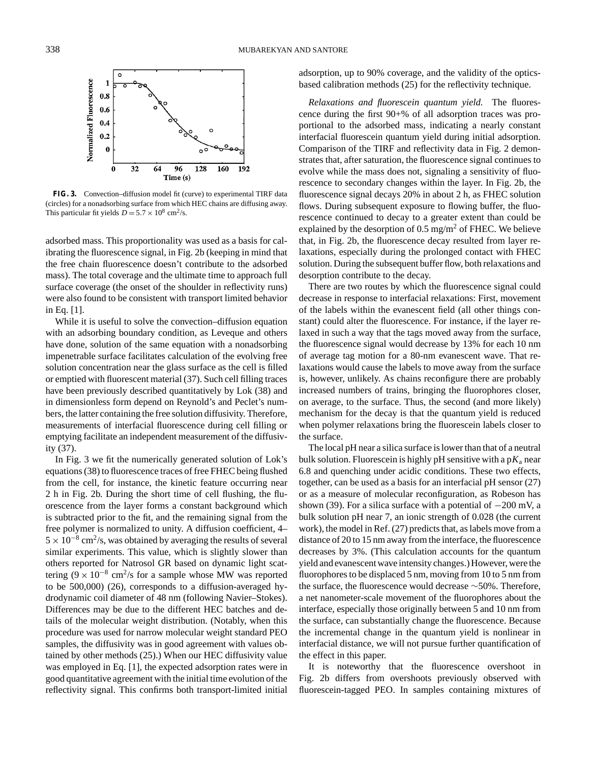**FIG. 3.** Convection–diffusion model fit (curve) to experimental TIRF data (circles) for a nonadsorbing surface from which HEC chains are diffusing away. This particular fit yields $D = 5.7 \times 10^{8}$ cm$^2$/s.

adsorbed mass. This proportionality was used as a basis for calibrating the fluorescence signal, in Fig. 2b (keeping in mind that the free chain fluorescence doesn't contribute to the adsorbed mass). The total coverage and the ultimate time to approach full surface coverage (the onset of the shoulder in reflectivity runs) were also found to be consistent with transport limited behavior in Eq. [1].

While it is useful to solve the convection–diffusion equation with an adsorbing boundary condition, as Leveque and others have done, solution of the same equation with a nonadsorbing impenetrable surface facilitates calculation of the evolving free solution concentration near the glass surface as the cell is filled or emptied with fluorescent material (37). Such cell filling traces have been previously described quantitatively by Lok (38) and in dimensionless form depend on Reynold's and Peclet's numbers, the latter containing the free solution diffusivity. Therefore, measurements of interfacial fluorescence during cell filling or emptying facilitate an independent measurement of the diffusivity (37).

In Fig. 3 we fit the numerically generated solution of Lok's equations (38) to fluorescence traces of free FHEC being flushed from the cell, for instance, the kinetic feature occurring near 2 h in Fig. 2b. During the short time of cell flushing, the fluorescence from the layer forms a constant background which is subtracted prior to the fit, and the remaining signal from the free polymer is normalized to unity. A diffusion coefficient, 4–$5 \times 10^{-8}$ cm$^2$/s, was obtained by averaging the results of several similar experiments. This value, which is slightly slower than others reported for Natrosol GR based on dynamic light scattering ($9 \times 10^{-8}$ cm$^2$/s for a sample whose MW was reported to be 500,000) (26), corresponds to a diffusion-averaged hydrodynamic coil diameter of 48 nm (following Navier–Stokes). Differences may be due to the different HEC batches and details of the molecular weight distribution. (Notably, when this procedure was used for narrow molecular weight standard PEO samples, the diffusivity was in good agreement with values obtained by other methods (25).) When our HEC diffusivity value was employed in Eq. [1], the expected adsorption rates were in good quantitative agreement with the initial time evolution of the reflectivity signal. This confirms both transport-limited initial adsorption, up to 90% coverage, and the validity of the optics-based calibration methods (25) for the reflectivity technique.

*Relaxations and fluorescein quantum yield.* The fluorescence during the first 90+% of all adsorption traces was proportional to the adsorbed mass, indicating a nearly constant interfacial fluorescein quantum yield during initial adsorption. Comparison of the TIRF and reflectivity data in Fig. 2 demonstrates that, after saturation, the fluorescence signal continues to evolve while the mass does not, signaling a sensitivity of fluorescence to secondary changes within the layer. In Fig. 2b, the fluorescence signal decays 20% in about 2 h, as FHEC solution flows. During subsequent exposure to flowing buffer, the fluorescence continued to decay to a greater extent than could be explained by the desorption of 0.5 mg/m$^2$ of FHEC. We believe that, in Fig. 2b, the fluorescence decay resulted from layer relaxations, especially during the prolonged contact with FHEC solution. During the subsequent buffer flow, both relaxations and desorption contribute to the decay.

There are two routes by which the fluorescence signal could decrease in response to interfacial relaxations: First, movement of the labels within the evanescent field (all other things constant) could alter the fluorescence. For instance, if the layer relaxed in such a way that the tags moved away from the surface, the fluorescence signal would decrease by 13% for each 10 nm of average tag motion for a 80-nm evanescent wave. That relaxations would cause the labels to move away from the surface is, however, unlikely. As chains reconfigure there are probably increased numbers of trains, bringing the fluorophores closer, on average, to the surface. Thus, the second (and more likely) mechanism for the decay is that the quantum yield is reduced when polymer relaxations bring the fluorescein labels closer to the surface.

The local pH near a silica surface is lower than that of a neutral bulk solution. Fluorescein is highly pH sensitive with a p$K_a$ near 6.8 and quenching under acidic conditions. These two effects, together, can be used as a basis for an interfacial pH sensor (27) or as a measure of molecular reconfiguration, as Robeson has shown (39). For a silica surface with a potential of $-200$ mV, a bulk solution pH near 7, an ionic strength of 0.028 (the current work), the model in Ref. (27) predicts that, as labels move from a distance of 20 to 15 nm away from the interface, the fluorescence decreases by 3%. (This calculation accounts for the quantum yield and evanescent wave intensity changes.) However, were the fluorophores to be displaced 5 nm, moving from 10 to 5 nm from the surface, the fluorescence would decrease ~50%. Therefore, a net nanometer-scale movement of the fluorophores about the interface, especially those originally between 5 and 10 nm from the surface, can substantially change the fluorescence. Because the incremental change in the quantum yield is nonlinear in interfacial distance, we will not pursue further quantification of the effect in this paper.

It is noteworthy that the fluorescence overshoot in Fig. 2b differs from overshoots previously observed with fluorescein-tagged PEO. In samples containing mixtures of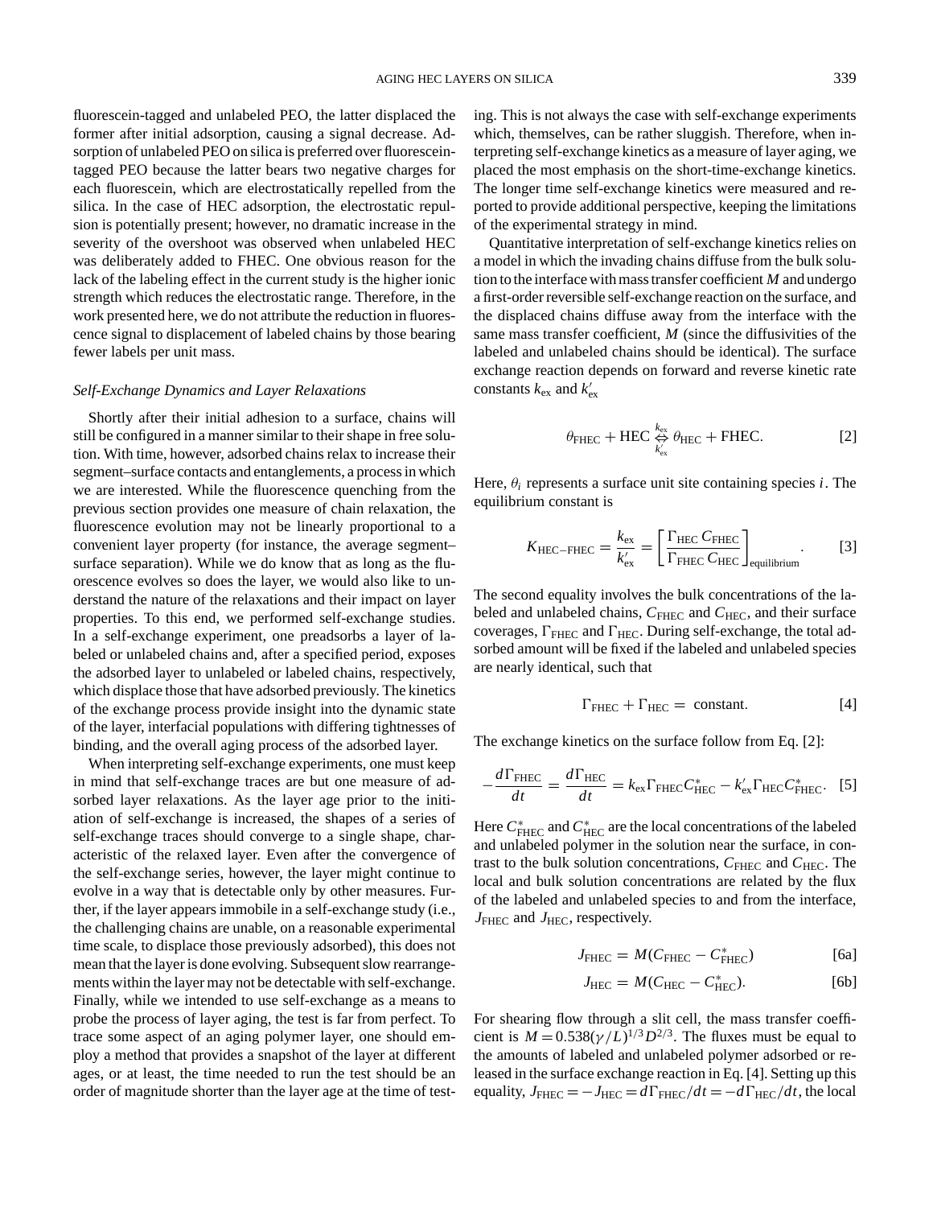fluorescein-tagged and unlabeled PEO, the latter displaced the former after initial adsorption, causing a signal decrease. Adsorption of unlabeled PEO on silica is preferred over fluorescein-tagged PEO because the latter bears two negative charges for each fluorescein, which are electrostatically repelled from the silica. In the case of HEC adsorption, the electrostatic repulsion is potentially present; however, no dramatic increase in the severity of the overshoot was observed when unlabeled HEC was deliberately added to FHEC. One obvious reason for the lack of the labeling effect in the current study is the higher ionic strength which reduces the electrostatic range. Therefore, in the work presented here, we do not attribute the reduction in fluorescence signal to displacement of labeled chains by those bearing fewer labels per unit mass.

### *Self-Exchange Dynamics and Layer Relaxations*

Shortly after their initial adhesion to a surface, chains will still be configured in a manner similar to their shape in free solution. With time, however, adsorbed chains relax to increase their segment–surface contacts and entanglements, a process in which we are interested. While the fluorescence quenching from the previous section provides one measure of chain relaxation, the fluorescence evolution may not be linearly proportional to a convenient layer property (for instance, the average segment–surface separation). While we do know that as long as the fluorescence evolves so does the layer, we would also like to understand the nature of the relaxations and their impact on layer properties. To this end, we performed self-exchange studies. In a self-exchange experiment, one preadsorbs a layer of labeled or unlabeled chains and, after a specified period, exposes the adsorbed layer to unlabeled or labeled chains, respectively, which displace those that have adsorbed previously. The kinetics of the exchange process provide insight into the dynamic state of the layer, interfacial populations with differing tightnesses of binding, and the overall aging process of the adsorbed layer.

When interpreting self-exchange experiments, one must keep in mind that self-exchange traces are but one measure of adsorbed layer relaxations. As the layer age prior to the initiation of self-exchange is increased, the shapes of a series of self-exchange traces should converge to a single shape, characteristic of the relaxed layer. Even after the convergence of the self-exchange series, however, the layer might continue to evolve in a way that is detectable only by other measures. Further, if the layer appears immobile in a self-exchange study (i.e., the challenging chains are unable, on a reasonable experimental time scale, to displace those previously adsorbed), this does not mean that the layer is done evolving. Subsequent slow rearrangements within the layer may not be detectable with self-exchange. Finally, while we intended to use self-exchange as a means to probe the process of layer aging, the test is far from perfect. To trace some aspect of an aging polymer layer, one should employ a method that provides a snapshot of the layer at different ages, or at least, the time needed to run the test should be an order of magnitude shorter than the layer age at the time of testing. This is not always the case with self-exchange experiments which, themselves, can be rather sluggish. Therefore, when interpreting self-exchange kinetics as a measure of layer aging, we placed the most emphasis on the short-time-exchange kinetics. The longer time self-exchange kinetics were measured and reported to provide additional perspective, keeping the limitations of the experimental strategy in mind.

Quantitative interpretation of self-exchange kinetics relies on a model in which the invading chains diffuse from the bulk solution to the interface with mass transfer coefficient $M$ and undergo a first-order reversible self-exchange reaction on the surface, and the displaced chains diffuse away from the interface with the same mass transfer coefficient, $M$ (since the diffusivities of the labeled and unlabeled chains should be identical). The surface exchange reaction depends on forward and reverse kinetic rate constants $k_{ex}$ and $k'_{ex}$

$$\theta_{\text{FHEC}} + \text{HEC} \underset{k'_{ex}}{\overset{k_{ex}}{\Leftrightarrow}} \theta_{\text{HEC}} + \text{FHEC}. \quad [2]$$

Here, $\theta_i$ represents a surface unit site containing species $i$. The equilibrium constant is

$$K_{\text{HEC}-\text{FHEC}} = \frac{k_{ex}}{k'_{ex}} = \left[\frac{\Gamma_{\text{HEC}}\, C_{\text{FHEC}}}{\Gamma_{\text{FHEC}}\, C_{\text{HEC}}}\right]_{\text{equilibrium}}. \quad [3]$$

The second equality involves the bulk concentrations of the labeled and unlabeled chains, $C_{\text{FHEC}}$ and $C_{\text{HEC}}$, and their surface coverages, $\Gamma_{\text{FHEC}}$ and $\Gamma_{\text{HEC}}$. During self-exchange, the total adsorbed amount will be fixed if the labeled and unlabeled species are nearly identical, such that

$$\Gamma_{\text{FHEC}} + \Gamma_{\text{HEC}} = \text{ constant}. \quad [4]$$

The exchange kinetics on the surface follow from Eq. [2]:

$$-\frac{d\Gamma_{\text{FHEC}}}{dt} = \frac{d\Gamma_{\text{HEC}}}{dt} = k_{ex}\Gamma_{\text{FHEC}}C^*_{\text{HEC}} - k'_{ex}\Gamma_{\text{HEC}}C^*_{\text{FHEC}}. \quad [5]$$

Here $C^*_{\text{FHEC}}$ and $C^*_{\text{HEC}}$ are the local concentrations of the labeled and unlabeled polymer in the solution near the surface, in contrast to the bulk solution concentrations, $C_{\text{FHEC}}$ and $C_{\text{HEC}}$. The local and bulk solution concentrations are related by the flux of the labeled and unlabeled species to and from the interface, $J_{\text{FHEC}}$ and $J_{\text{HEC}}$, respectively.

$$J_{\text{FHEC}} = M(C_{\text{FHEC}} - C^*_{\text{FHEC}}) \quad [6a]$$

$$J_{\text{HEC}} = M(C_{\text{HEC}} - C^*_{\text{HEC}}). \quad [6b]$$

For shearing flow through a slit cell, the mass transfer coefficient is $M = 0.538(\gamma/L)^{1/3}D^{2/3}$. The fluxes must be equal to the amounts of labeled and unlabeled polymer adsorbed or released in the surface exchange reaction in Eq. [4]. Setting up this equality, $J_{\text{FHEC}} = -J_{\text{HEC}} = d\Gamma_{\text{FHEC}}/dt = -d\Gamma_{\text{HEC}}/dt$, the local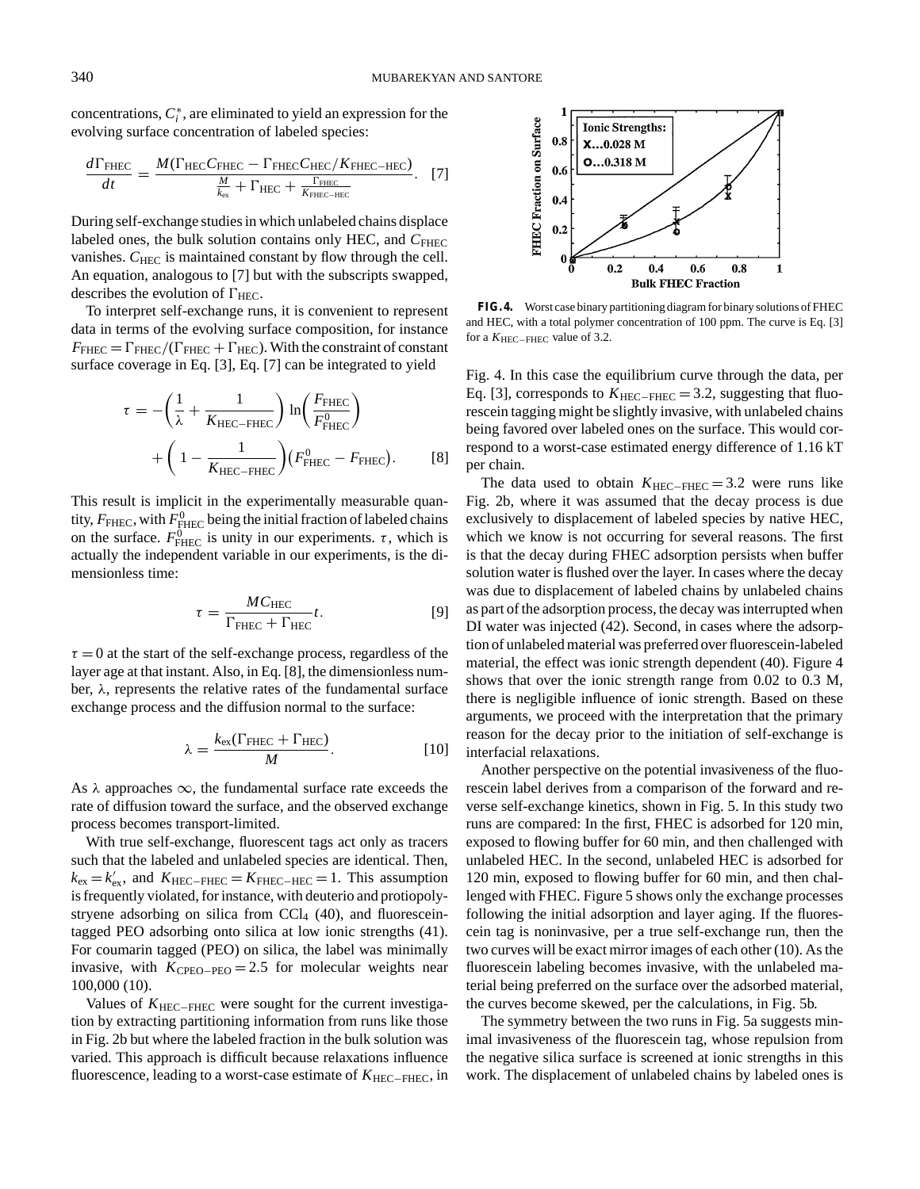concentrations, $C_i^*$, are eliminated to yield an expression for the evolving surface concentration of labeled species:

$$\frac{d\Gamma_{\mathrm{FHEC}}}{dt} = \frac{M(\Gamma_{\mathrm{HEC}}C_{\mathrm{FHEC}} - \Gamma_{\mathrm{FHEC}}C_{\mathrm{HEC}}/K_{\mathrm{FHEC-HEC}})}{\frac{M}{k_{\mathrm{ex}}} + \Gamma_{\mathrm{HEC}} + \frac{\Gamma_{\mathrm{FHEC}}}{K_{\mathrm{FHEC-HEC}}}}. \quad [7]$$

During self-exchange studies in which unlabeled chains displace labeled ones, the bulk solution contains only HEC, and $C_{\mathrm{FHEC}}$ vanishes. $C_{\mathrm{HEC}}$ is maintained constant by flow through the cell. An equation, analogous to [7] but with the subscripts swapped, describes the evolution of $\Gamma_{\mathrm{HEC}}$.

To interpret self-exchange runs, it is convenient to represent data in terms of the evolving surface composition, for instance $F_{\mathrm{FHEC}} = \Gamma_{\mathrm{FHEC}}/(\Gamma_{\mathrm{FHEC}} + \Gamma_{\mathrm{HEC}})$. With the constraint of constant surface coverage in Eq. [3], Eq. [7] can be integrated to yield

$$\tau = -\left(\frac{1}{\lambda} + \frac{1}{K_{\mathrm{HEC-FHEC}}}\right)\ln\left(\frac{F_{\mathrm{FHEC}}}{F^0_{\mathrm{FHEC}}}\right) + \left(1 - \frac{1}{K_{\mathrm{HEC-FHEC}}}\right)\left(F^0_{\mathrm{FHEC}} - F_{\mathrm{FHEC}}\right). \quad [8]$$

This result is implicit in the experimentally measurable quantity, $F_{\mathrm{FHEC}}$, with $F^0_{\mathrm{FHEC}}$ being the initial fraction of labeled chains on the surface. $F^0_{\mathrm{FHEC}}$ is unity in our experiments. $\tau$, which is actually the independent variable in our experiments, is the dimensionless time:

$$\tau = \frac{MC_{\mathrm{HEC}}}{\Gamma_{\mathrm{FHEC}} + \Gamma_{\mathrm{HEC}}}t. \quad [9]$$

$\tau = 0$ at the start of the self-exchange process, regardless of the layer age at that instant. Also, in Eq. [8], the dimensionless number, $\lambda$, represents the relative rates of the fundamental surface exchange process and the diffusion normal to the surface:

$$\lambda = \frac{k_{\mathrm{ex}}(\Gamma_{\mathrm{FHEC}} + \Gamma_{\mathrm{HEC}})}{M}. \quad [10]$$

As $\lambda$ approaches $\infty$, the fundamental surface rate exceeds the rate of diffusion toward the surface, and the observed exchange process becomes transport-limited.

With true self-exchange, fluorescent tags act only as tracers such that the labeled and unlabeled species are identical. Then, $k_{\mathrm{ex}} = k'_{\mathrm{ex}}$, and $K_{\mathrm{HEC-FHEC}} = K_{\mathrm{FHEC-HEC}} = 1$. This assumption is frequently violated, for instance, with deuterio and protiopolystryene adsorbing on silica from $CCl_4$ (40), and fluorescein-tagged PEO adsorbing onto silica at low ionic strengths (41). For coumarin tagged (PEO) on silica, the label was minimally invasive, with $K_{\mathrm{CPEO-PEO}} = 2.5$ for molecular weights near 100,000 (10).

Values of $K_{\mathrm{HEC-FHEC}}$ were sought for the current investigation by extracting partitioning information from runs like those in Fig. 2b but where the labeled fraction in the bulk solution was varied. This approach is difficult because relaxations influence fluorescence, leading to a worst-case estimate of $K_{\mathrm{HEC-FHEC}}$, in Fig. 4. In this case the equilibrium curve through the data, per Eq. [3], corresponds to $K_{\mathrm{HEC-FHEC}} = 3.2$, suggesting that fluorescein tagging might be slightly invasive, with unlabeled chains being favored over labeled ones on the surface. This would correspond to a worst-case estimated energy difference of 1.16 kT per chain.

**FIG. 4.** Worst case binary partitioning diagram for binary solutions of FHEC and HEC, with a total polymer concentration of 100 ppm. The curve is Eq. [3] for a $K_{\mathrm{HEC-FHEC}}$ value of 3.2.

The data used to obtain $K_{\mathrm{HEC-FHEC}} = 3.2$ were runs like Fig. 2b, where it was assumed that the decay process is due exclusively to displacement of labeled species by native HEC, which we know is not occurring for several reasons. The first is that the decay during FHEC adsorption persists when buffer solution water is flushed over the layer. In cases where the decay was due to displacement of labeled chains by unlabeled chains as part of the adsorption process, the decay was interrupted when DI water was injected (42). Second, in cases where the adsorption of unlabeled material was preferred over fluorescein-labeled material, the effect was ionic strength dependent (40). Figure 4 shows that over the ionic strength range from 0.02 to 0.3 M, there is negligible influence of ionic strength. Based on these arguments, we proceed with the interpretation that the primary reason for the decay prior to the initiation of self-exchange is interfacial relaxations.

Another perspective on the potential invasiveness of the fluorescein label derives from a comparison of the forward and reverse self-exchange kinetics, shown in Fig. 5. In this study two runs are compared: In the first, FHEC is adsorbed for 120 min, exposed to flowing buffer for 60 min, and then challenged with unlabeled HEC. In the second, unlabeled HEC is adsorbed for 120 min, exposed to flowing buffer for 60 min, and then challenged with FHEC. Figure 5 shows only the exchange processes following the initial adsorption and layer aging. If the fluorescein tag is noninvasive, per a true self-exchange run, then the two curves will be exact mirror images of each other (10). As the fluorescein labeling becomes invasive, with the unlabeled material being preferred on the surface over the adsorbed material, the curves become skewed, per the calculations, in Fig. 5b.

The symmetry between the two runs in Fig. 5a suggests minimal invasiveness of the fluorescein tag, whose repulsion from the negative silica surface is screened at ionic strengths in this work. The displacement of unlabeled chains by labeled ones is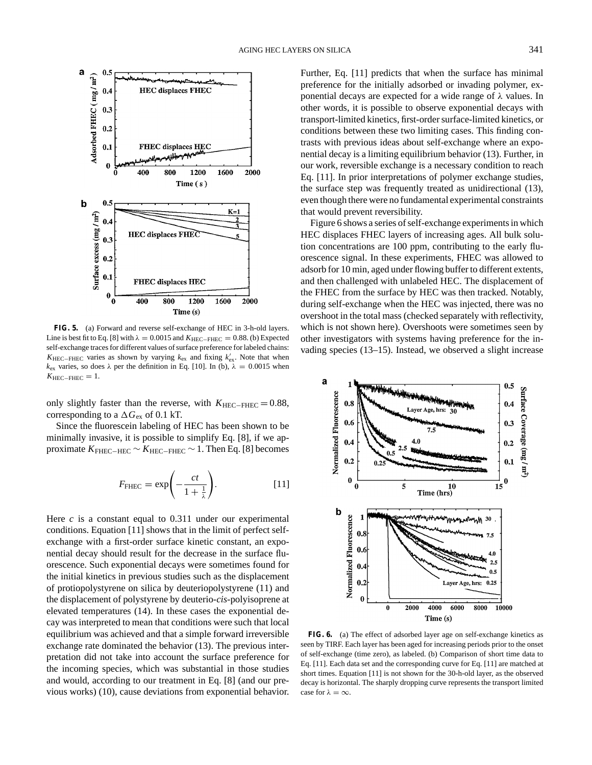**FIG. 5.** (a) Forward and reverse self-exchange of HEC in 3-h-old layers. Line is best fit to Eq. [8] with $\lambda = 0.0015$ and $K_{\text{HEC-FHEC}} = 0.88$. (b) Expected self-exchange traces for different values of surface preference for labeled chains: $K_{\text{HEC-FHEC}}$ varies as shown by varying $k_{\text{ex}}$ and fixing $k'_{\text{ex}}$. Note that when $k_{\text{ex}}$ varies, so does $\lambda$ per the definition in Eq. [10]. In (b), $\lambda = 0.0015$ when $K_{\text{HEC-FHEC}} = 1$.

only slightly faster than the reverse, with $K_{\text{HEC-FHEC}} = 0.88$, corresponding to a $\Delta G_{\text{ex}}$ of 0.1 kT.

Since the fluorescein labeling of HEC has been shown to be minimally invasive, it is possible to simplify Eq. [8], if we approximate $K_{\text{FHEC-HEC}} \sim K_{\text{HEC-FHEC}} \sim 1$. Then Eq. [8] becomes

$$F_{\text{FHEC}} = \exp\left(-\frac{ct}{1 + \frac{1}{\lambda}}\right). \qquad [11]$$

Here $c$ is a constant equal to 0.311 under our experimental conditions. Equation [11] shows that in the limit of perfect self-exchange with a first-order surface kinetic constant, an exponential decay should result for the decrease in the surface fluorescence. Such exponential decays were sometimes found for the initial kinetics in previous studies such as the displacement of protiopolystyrene on silica by deuteriopolystyrene (11) and the displacement of polystyrene by deuterio-*cis*-polyisoprene at elevated temperatures (14). In these cases the exponential decay was interpreted to mean that conditions were such that local equilibrium was achieved and that a simple forward irreversible exchange rate dominated the behavior (13). The previous interpretation did not take into account the surface preference for the incoming species, which was substantial in those studies and would, according to our treatment in Eq. [8] (and our previous works) (10), cause deviations from exponential behavior. Further, Eq. [11] predicts that when the surface has minimal preference for the initially adsorbed or invading polymer, exponential decays are expected for a wide range of $\lambda$ values. In other words, it is possible to observe exponential decays with transport-limited kinetics, first-order surface-limited kinetics, or conditions between these two limiting cases. This finding contrasts with previous ideas about self-exchange where an exponential decay is a limiting equilibrium behavior (13). Further, in our work, reversible exchange is a necessary condition to reach Eq. [11]. In prior interpretations of polymer exchange studies, the surface step was frequently treated as unidirectional (13), even though there were no fundamental experimental constraints that would prevent reversibility.

Figure 6 shows a series of self-exchange experiments in which HEC displaces FHEC layers of increasing ages. All bulk solution concentrations are 100 ppm, contributing to the early fluorescence signal. In these experiments, FHEC was allowed to adsorb for 10 min, aged under flowing buffer to different extents, and then challenged with unlabeled HEC. The displacement of the FHEC from the surface by HEC was then tracked. Notably, during self-exchange when the HEC was injected, there was no overshoot in the total mass (checked separately with reflectivity, which is not shown here). Overshoots were sometimes seen by other investigators with systems having preference for the invading species (13–15). Instead, we observed a slight increase

**FIG. 6.** (a) The effect of adsorbed layer age on self-exchange kinetics as seen by TIRF. Each layer has been aged for increasing periods prior to the onset of self-exchange (time zero), as labeled. (b) Comparison of short time data to Eq. [11]. Each data set and the corresponding curve for Eq. [11] are matched at short times. Equation [11] is not shown for the 30-h-old layer, as the observed decay is horizontal. The sharply dropping curve represents the transport limited case for $\lambda = \infty$.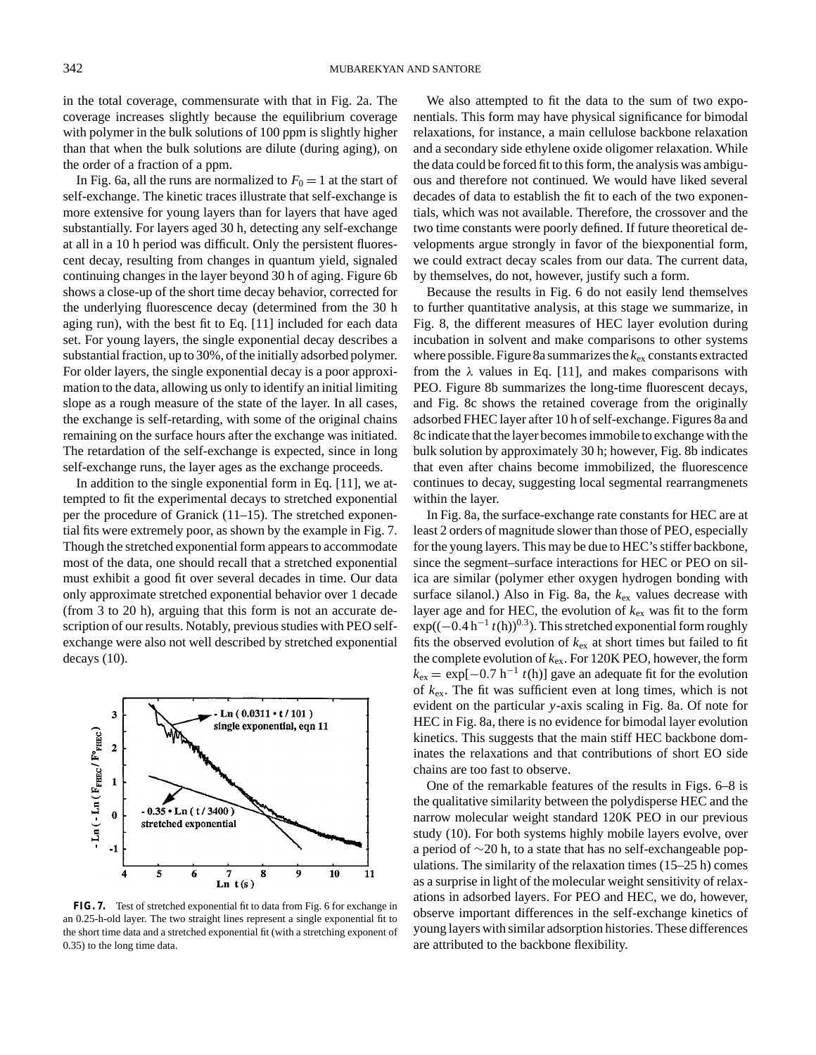in the total coverage, commensurate with that in Fig. 2a. The coverage increases slightly because the equilibrium coverage with polymer in the bulk solutions of 100 ppm is slightly higher than that when the bulk solutions are dilute (during aging), on the order of a fraction of a ppm.

In Fig. 6a, all the runs are normalized to $F_0 = 1$ at the start of self-exchange. The kinetic traces illustrate that self-exchange is more extensive for young layers than for layers that have aged substantially. For layers aged 30 h, detecting any self-exchange at all in a 10 h period was difficult. Only the persistent fluorescent decay, resulting from changes in quantum yield, signaled continuing changes in the layer beyond 30 h of aging. Figure 6b shows a close-up of the short time decay behavior, corrected for the underlying fluorescence decay (determined from the 30 h aging run), with the best fit to Eq. [11] included for each data set. For young layers, the single exponential decay describes a substantial fraction, up to 30%, of the initially adsorbed polymer. For older layers, the single exponential decay is a poor approximation to the data, allowing us only to identify an initial limiting slope as a rough measure of the state of the layer. In all cases, the exchange is self-retarding, with some of the original chains remaining on the surface hours after the exchange was initiated. The retardation of the self-exchange is expected, since in long self-exchange runs, the layer ages as the exchange proceeds.

In addition to the single exponential form in Eq. [11], we attempted to fit the experimental decays to stretched exponential per the procedure of Granick (11–15). The stretched exponential fits were extremely poor, as shown by the example in Fig. 7. Though the stretched exponential form appears to accommodate most of the data, one should recall that a stretched exponential must exhibit a good fit over several decades in time. Our data only approximate stretched exponential behavior over 1 decade (from 3 to 20 h), arguing that this form is not an accurate description of our results. Notably, previous studies with PEO self-exchange were also not well described by stretched exponential decays (10).

**FIG. 7.** Test of stretched exponential fit to data from Fig. 6 for exchange in an 0.25-h-old layer. The two straight lines represent a single exponential fit to the short time data and a stretched exponential fit (with a stretching exponent of 0.35) to the long time data.

We also attempted to fit the data to the sum of two exponentials. This form may have physical significance for bimodal relaxations, for instance, a main cellulose backbone relaxation and a secondary side ethylene oxide oligomer relaxation. While the data could be forced fit to this form, the analysis was ambiguous and therefore not continued. We would have liked several decades of data to establish the fit to each of the two exponentials, which was not available. Therefore, the crossover and the two time constants were poorly defined. If future theoretical developments argue strongly in favor of the biexponential form, we could extract decay scales from our data. The current data, by themselves, do not, however, justify such a form.

Because the results in Fig. 6 do not easily lend themselves to further quantitative analysis, at this stage we summarize, in Fig. 8, the different measures of HEC layer evolution during incubation in solvent and make comparisons to other systems where possible. Figure 8a summarizes the $k_{ex}$ constants extracted from the $\lambda$ values in Eq. [11], and makes comparisons with PEO. Figure 8b summarizes the long-time fluorescent decays, and Fig. 8c shows the retained coverage from the originally adsorbed FHEC layer after 10 h of self-exchange. Figures 8a and 8c indicate that the layer becomes immobile to exchange with the bulk solution by approximately 30 h; however, Fig. 8b indicates that even after chains become immobilized, the fluorescence continues to decay, suggesting local segmental rearrangmenets within the layer.

In Fig. 8a, the surface-exchange rate constants for HEC are at least 2 orders of magnitude slower than those of PEO, especially for the young layers. This may be due to HEC's stiffer backbone, since the segment–surface interactions for HEC or PEO on silica are similar (polymer ether oxygen hydrogen bonding with surface silanol.) Also in Fig. 8a, the $k_{ex}$ values decrease with layer age and for HEC, the evolution of $k_{ex}$ was fit to the form $\exp((-0.4\,\mathrm{h}^{-1}\,t(\mathrm{h}))^{0.3})$. This stretched exponential form roughly fits the observed evolution of $k_{ex}$ at short times but failed to fit the complete evolution of $k_{ex}$. For 120K PEO, however, the form $k_{ex} = \exp[-0.7\,\mathrm{h}^{-1}\,t(\mathrm{h})]$ gave an adequate fit for the evolution of $k_{ex}$. The fit was sufficient even at long times, which is not evident on the particular $y$-axis scaling in Fig. 8a. Of note for HEC in Fig. 8a, there is no evidence for bimodal layer evolution kinetics. This suggests that the main stiff HEC backbone dominates the relaxations and that contributions of short EO side chains are too fast to observe.

One of the remarkable features of the results in Figs. 6–8 is the qualitative similarity between the polydisperse HEC and the narrow molecular weight standard 120K PEO in our previous study (10). For both systems highly mobile layers evolve, over a period of ~20 h, to a state that has no self-exchangeable populations. The similarity of the relaxation times (15–25 h) comes as a surprise in light of the molecular weight sensitivity of relaxations in adsorbed layers. For PEO and HEC, we do, however, observe important differences in the self-exchange kinetics of young layers with similar adsorption histories. These differences are attributed to the backbone flexibility.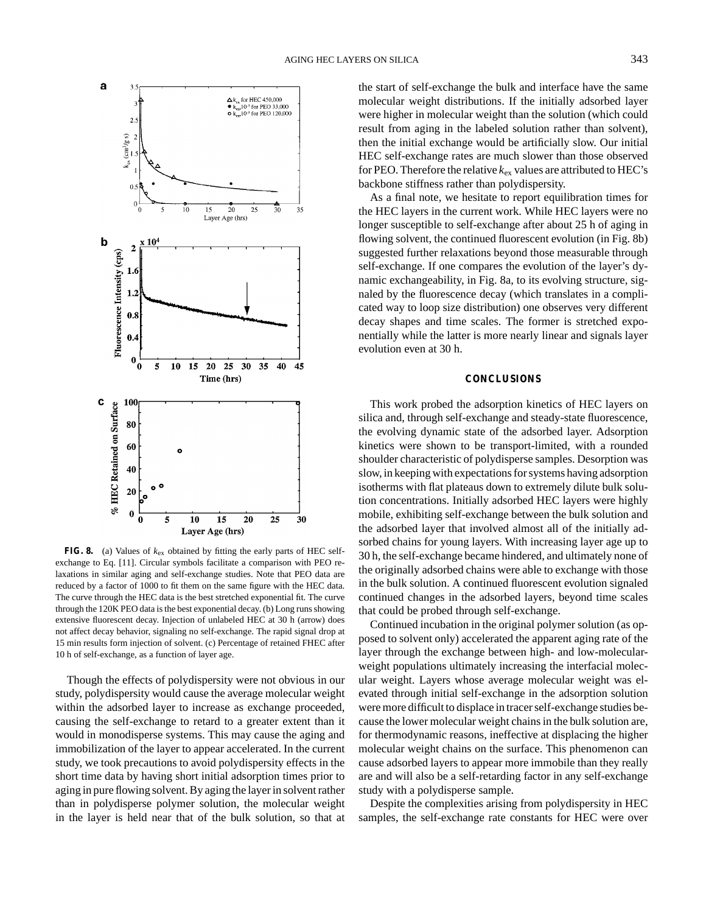**FIG. 8.** (a) Values of $k_{ex}$ obtained by fitting the early parts of HEC self-exchange to Eq. [11]. Circular symbols facilitate a comparison with PEO relaxations in similar aging and self-exchange studies. Note that PEO data are reduced by a factor of 1000 to fit them on the same figure with the HEC data. The curve through the HEC data is the best stretched exponential fit. The curve through the 120K PEO data is the best exponential decay. (b) Long runs showing extensive fluorescent decay. Injection of unlabeled HEC at 30 h (arrow) does not affect decay behavior, signaling no self-exchange. The rapid signal drop at 15 min results form injection of solvent. (c) Percentage of retained FHEC after 10 h of self-exchange, as a function of layer age.

Though the effects of polydispersity were not obvious in our study, polydispersity would cause the average molecular weight within the adsorbed layer to increase as exchange proceeded, causing the self-exchange to retard to a greater extent than it would in monodisperse systems. This may cause the aging and immobilization of the layer to appear accelerated. In the current study, we took precautions to avoid polydispersity effects in the short time data by having short initial adsorption times prior to aging in pure flowing solvent. By aging the layer in solvent rather than in polydisperse polymer solution, the molecular weight in the layer is held near that of the bulk solution, so that at the start of self-exchange the bulk and interface have the same molecular weight distributions. If the initially adsorbed layer were higher in molecular weight than the solution (which could result from aging in the labeled solution rather than solvent), then the initial exchange would be artificially slow. Our initial HEC self-exchange rates are much slower than those observed for PEO. Therefore the relative $k_{ex}$ values are attributed to HEC's backbone stiffness rather than polydispersity.

As a final note, we hesitate to report equilibration times for the HEC layers in the current work. While HEC layers were no longer susceptible to self-exchange after about 25 h of aging in flowing solvent, the continued fluorescent evolution (in Fig. 8b) suggested further relaxations beyond those measurable through self-exchange. If one compares the evolution of the layer's dynamic exchangeability, in Fig. 8a, to its evolving structure, signaled by the fluorescence decay (which translates in a complicated way to loop size distribution) one observes very different decay shapes and time scales. The former is stretched exponentially while the latter is more nearly linear and signals layer evolution even at 30 h.

## CONCLUSIONS

This work probed the adsorption kinetics of HEC layers on silica and, through self-exchange and steady-state fluorescence, the evolving dynamic state of the adsorbed layer. Adsorption kinetics were shown to be transport-limited, with a rounded shoulder characteristic of polydisperse samples. Desorption was slow, in keeping with expectations for systems having adsorption isotherms with flat plateaus down to extremely dilute bulk solution concentrations. Initially adsorbed HEC layers were highly mobile, exhibiting self-exchange between the bulk solution and the adsorbed layer that involved almost all of the initially adsorbed chains for young layers. With increasing layer age up to 30 h, the self-exchange became hindered, and ultimately none of the originally adsorbed chains were able to exchange with those in the bulk solution. A continued fluorescent evolution signaled continued changes in the adsorbed layers, beyond time scales that could be probed through self-exchange.

Continued incubation in the original polymer solution (as opposed to solvent only) accelerated the apparent aging rate of the layer through the exchange between high- and low-molecular-weight populations ultimately increasing the interfacial molecular weight. Layers whose average molecular weight was elevated through initial self-exchange in the adsorption solution were more difficult to displace in tracer self-exchange studies because the lower molecular weight chains in the bulk solution are, for thermodynamic reasons, ineffective at displacing the higher molecular weight chains on the surface. This phenomenon can cause adsorbed layers to appear more immobile than they really are and will also be a self-retarding factor in any self-exchange study with a polydisperse sample.

Despite the complexities arising from polydispersity in HEC samples, the self-exchange rate constants for HEC were over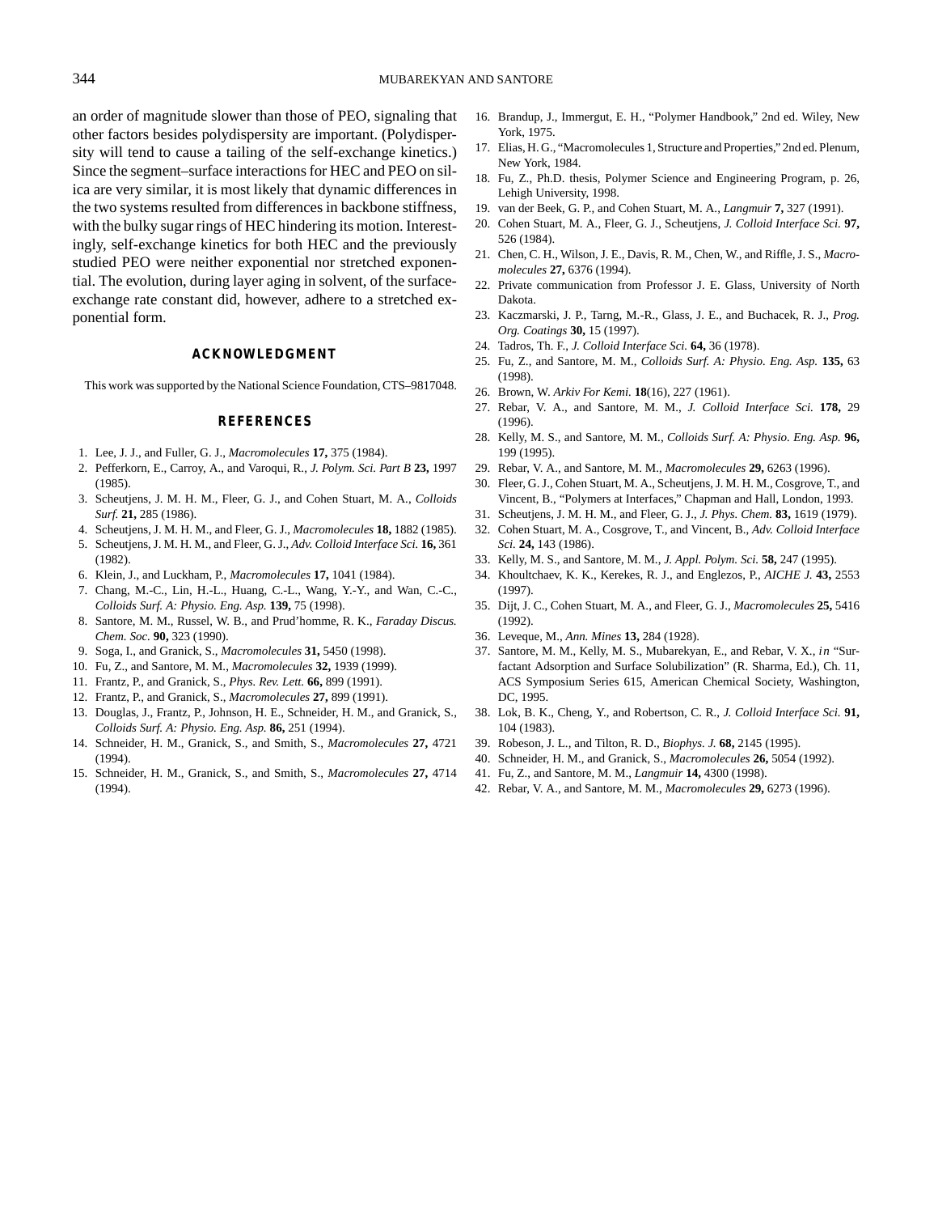an order of magnitude slower than those of PEO, signaling that other factors besides polydispersity are important. (Polydispersity will tend to cause a tailing of the self-exchange kinetics.) Since the segment–surface interactions for HEC and PEO on silica are very similar, it is most likely that dynamic differences in the two systems resulted from differences in backbone stiffness, with the bulky sugar rings of HEC hindering its motion. Interestingly, self-exchange kinetics for both HEC and the previously studied PEO were neither exponential nor stretched exponential. The evolution, during layer aging in solvent, of the surface-exchange rate constant did, however, adhere to a stretched exponential form.

## ACKNOWLEDGMENT

This work was supported by the National Science Foundation, CTS–9817048.

## REFERENCES

1. Lee, J. J., and Fuller, G. J., *Macromolecules* **17,** 375 (1984).
2. Pefferkorn, E., Carroy, A., and Varoqui, R., *J. Polym. Sci. Part B* **23,** 1997 (1985).
3. Scheutjens, J. M. H. M., Fleer, G. J., and Cohen Stuart, M. A., *Colloids Surf.* **21,** 285 (1986).
4. Scheutjens, J. M. H. M., and Fleer, G. J., *Macromolecules* **18,** 1882 (1985).
5. Scheutjens, J. M. H. M., and Fleer, G. J., *Adv. Colloid Interface Sci.* **16,** 361 (1982).
6. Klein, J., and Luckham, P., *Macromolecules* **17,** 1041 (1984).
7. Chang, M.-C., Lin, H.-L., Huang, C.-L., Wang, Y.-Y., and Wan, C.-C., *Colloids Surf. A: Physio. Eng. Asp.* **139,** 75 (1998).
8. Santore, M. M., Russel, W. B., and Prud'homme, R. K., *Faraday Discus. Chem. Soc.* **90,** 323 (1990).
9. Soga, I., and Granick, S., *Macromolecules* **31,** 5450 (1998).
10. Fu, Z., and Santore, M. M., *Macromolecules* **32,** 1939 (1999).
11. Frantz, P., and Granick, S., *Phys. Rev. Lett.* **66,** 899 (1991).
12. Frantz, P., and Granick, S., *Macromolecules* **27,** 899 (1991).
13. Douglas, J., Frantz, P., Johnson, H. E., Schneider, H. M., and Granick, S., *Colloids Surf. A: Physio. Eng. Asp.* **86,** 251 (1994).
14. Schneider, H. M., Granick, S., and Smith, S., *Macromolecules* **27,** 4721 (1994).
15. Schneider, H. M., Granick, S., and Smith, S., *Macromolecules* **27,** 4714 (1994).
16. Brandup, J., Immergut, E. H., "Polymer Handbook," 2nd ed. Wiley, New York, 1975.
17. Elias, H. G., "Macromolecules 1, Structure and Properties," 2nd ed. Plenum, New York, 1984.
18. Fu, Z., Ph.D. thesis, Polymer Science and Engineering Program, p. 26, Lehigh University, 1998.
19. van der Beek, G. P., and Cohen Stuart, M. A., *Langmuir* **7,** 327 (1991).
20. Cohen Stuart, M. A., Fleer, G. J., Scheutjens, *J. Colloid Interface Sci.* **97,** 526 (1984).
21. Chen, C. H., Wilson, J. E., Davis, R. M., Chen, W., and Riffle, J. S., *Macromolecules* **27,** 6376 (1994).
22. Private communication from Professor J. E. Glass, University of North Dakota.
23. Kaczmarski, J. P., Tarng, M.-R., Glass, J. E., and Buchacek, R. J., *Prog. Org. Coatings* **30,** 15 (1997).
24. Tadros, Th. F., *J. Colloid Interface Sci.* **64,** 36 (1978).
25. Fu, Z., and Santore, M. M., *Colloids Surf. A: Physio. Eng. Asp.* **135,** 63 (1998).
26. Brown, W. *Arkiv For Kemi.* **18**(16), 227 (1961).
27. Rebar, V. A., and Santore, M. M., *J. Colloid Interface Sci.* **178,** 29 (1996).
28. Kelly, M. S., and Santore, M. M., *Colloids Surf. A: Physio. Eng. Asp.* **96,** 199 (1995).
29. Rebar, V. A., and Santore, M. M., *Macromolecules* **29,** 6263 (1996).
30. Fleer, G. J., Cohen Stuart, M. A., Scheutjens, J. M. H. M., Cosgrove, T., and Vincent, B., "Polymers at Interfaces," Chapman and Hall, London, 1993.
31. Scheutjens, J. M. H. M., and Fleer, G. J., *J. Phys. Chem.* **83,** 1619 (1979).
32. Cohen Stuart, M. A., Cosgrove, T., and Vincent, B., *Adv. Colloid Interface Sci.* **24,** 143 (1986).
33. Kelly, M. S., and Santore, M. M., *J. Appl. Polym. Sci.* **58,** 247 (1995).
34. Khoultchaev, K. K., Kerekes, R. J., and Englezos, P., *AICHE J.* **43,** 2553 (1997).
35. Dijt, J. C., Cohen Stuart, M. A., and Fleer, G. J., *Macromolecules* **25,** 5416 (1992).
36. Leveque, M., *Ann. Mines* **13,** 284 (1928).
37. Santore, M. M., Kelly, M. S., Mubarekyan, E., and Rebar, V. X., *in* "Surfactant Adsorption and Surface Solubilization" (R. Sharma, Ed.), Ch. 11, ACS Symposium Series 615, American Chemical Society, Washington, DC, 1995.
38. Lok, B. K., Cheng, Y., and Robertson, C. R., *J. Colloid Interface Sci.* **91,** 104 (1983).
39. Robeson, J. L., and Tilton, R. D., *Biophys. J.* **68,** 2145 (1995).
40. Schneider, H. M., and Granick, S., *Macromolecules* **26,** 5054 (1992).
41. Fu, Z., and Santore, M. M., *Langmuir* **14,** 4300 (1998).
42. Rebar, V. A., and Santore, M. M., *Macromolecules* **29,** 6273 (1996).